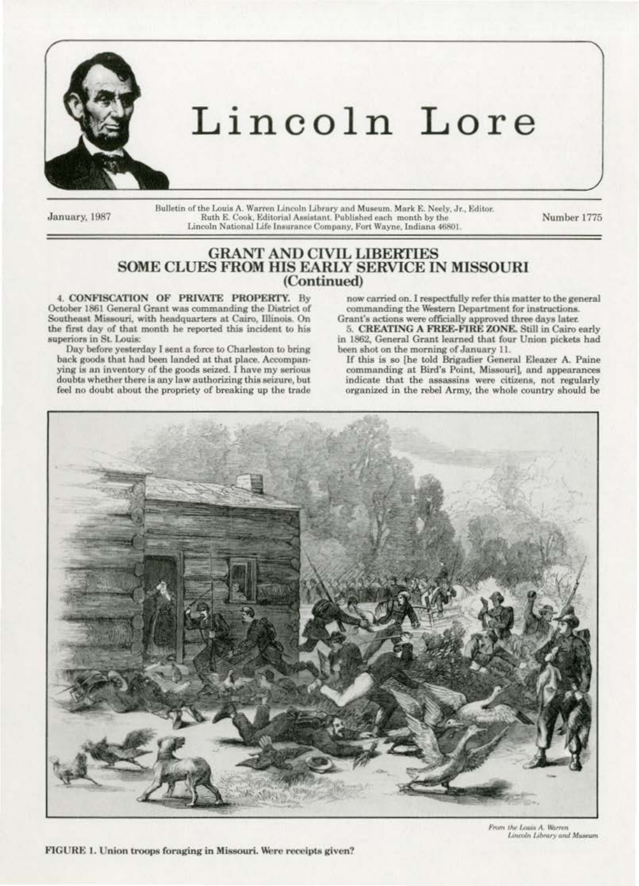# Lincoln Lore

January, 1987

Bulletin of the Louis A. Warren Lincoln Library and Museum. Mark E. Neely, Jr., Editor. Ruth E. Cook, Editorial Assistant. Published each month by the Lincoln National Life Insurance Company, Fort Wayne, Indiana 46801.

Number 1775

## GRANT AND CIVIL LIBERTIES SOME CLUES FROM HIS EARLY SERVICE IN MISSOURI (Continued)

4. **CONFISCATION OF PRIVATE PROPERTY.** By October 1861 General Grant was commanding the District of Southeast Missouri, with headquarters at Cairo, Illinois. On the first day of that month he reported this incident to his superiors in St. Louis:

Day before yesterday I sent a force to Charleston to bring back goods that had been landed at that place. Accompanying is an inventory of the goods seized. I have my serious doubts whether there is any law authorizing this seizure, but feel no doubt about the propriety of breaking up the trade now carried on. I respectfully refer this matter to the general commanding the Western Department for instructions.

Grant's actions were officially approved three days later.

5. **CREATING A FREE-FIRE ZONE.** Still in Cairo early in 1862, General Grant learned that four Union pickets had been shot on the morning of January 11.

If this is so [he told Brigadier General Eleazer A. Paine commanding at Bird's Point, Missouri], and appearances indicate that the assassins were citizens, not regularly organized in the rebel Army, the whole country should be

*From the Louis A. Warren Lincoln Library and Museum*

FIGURE 1. Union troops foraging in Missouri. Were receipts given?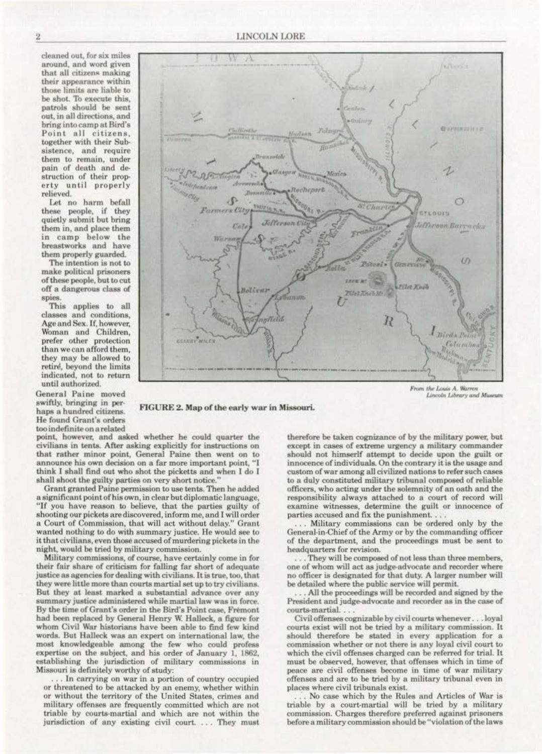cleaned out, for six miles around, and word given that all citizens making their appearance within those limits are liable to be shot. To execute this, patrols should be sent out, in all directions, and bring into camp at Bird's Point all citizens, together with their Subsistence, and require them to remain, under pain of death and destruction of their property until properly relieved.

Let no harm befall these people, if they quietly submit but bring them in, and place them in camp below the breastworks and have them properly guarded.

The intention is not to make political prisoners of these people, but to cut off a dangerous class of spies.

This applies to all classes and conditions, Age and Sex. If, however, Woman and Children, prefer other protection than we can afford them, they may be allowed to retire, beyond the limits indicated, not to return until authorized.

From the Louis A. Warren Lincoln Library and Museum

FIGURE 2. Map of the early war in Missouri.

General Paine moved swiftly, bringing in perhaps a hundred citizens. He found Grant's orders too indefinite on a related point, however, and asked whether he could quarter the civilians in tents. After asking explicitly for instructions on that rather minor point, General Paine then went on to announce his own decision on a far more important point, "I think I shall find out who shot the picketts and when I do I shall shoot the guilty parties on very short notice."

Grant granted Paine permission to use tents. Then he added a significant point of his own, in clear but diplomatic language, "If you have reason to believe, that the parties guilty of shooting our pickets are discovered, inform me, and I will order a Court of Commission, that will act without delay." Grant wanted nothing to do with summary justice. He would see to it that civilians, even those accused of murdering pickets in the night, would be tried by military commission.

Military commissions, of course, have certainly come in for their fair share of criticism for falling far short of adequate justice as agencies for dealing with civilians. It is true, too, that they were little more than courts martial set up to try civilians. But they at least marked a substantial advance over any summary justice administered while martial law was in force. By the time of Grant's order in the Bird's Point case, Frémont had been replaced by General Henry W. Halleck, a figure for whom Civil War historians have been able to find few kind words. But Halleck was an expert on international law, the most knowledgeable among the few who could profess expertise on the subject, and his order of January 1, 1862, establishing the jurisdiction of military commissions in Missouri is definitely worthy of study:

. . . In carrying on war in a portion of country occupied or threatened to be attacked by an enemy, whether within or without the territory of the United States, crimes and military offenses are frequently committed which are not triable by courts-martial and which are not within the jurisdiction of any existing civil court. . . . They must therefore be taken cognizance of by the military power, but except in cases of extreme urgency a military commander should not himself attempt to decide upon the guilt or innocence of individuals. On the contrary it is the usage and custom of war among all civilized nations to refer such cases to a duly constituted military tribunal composed of reliable officers, who acting under the solemnity of an oath and the responsibility always attached to a court of record will examine witnesses, determine the guilt or innocence of parties accused and fix the punishment. . . .

. . . Military commissions can be ordered only by the General-in-Chief of the Army or by the commanding officer of the department, and the proceedings must be sent to headquarters for revision.

. . . They will be composed of not less than three members, one of whom will act as judge-advocate and recorder where no officer is designated for that duty. A larger number will be detailed where the public service will permit.

. . . All the proceedings will be recorded and signed by the President and judge-advocate and recorder as in the case of courts-martial. . . .

Civil offenses cognizable by civil courts whenever . . . loyal courts exist will not be tried by a military commission. It should therefore be stated in every application for a commission whether or not there is any loyal civil court to which the civil offenses charged can be referred for trial. It must be observed, however, that offenses which in time of peace are civil offenses become in time of war military offenses and are to be tried by a military tribunal even in places where civil tribunals exist.

. . . No case which by the Rules and Articles of War is triable by a court-martial will be tried by a military commission. Charges therefore preferred against prisoners before a military commission should be "violation of the laws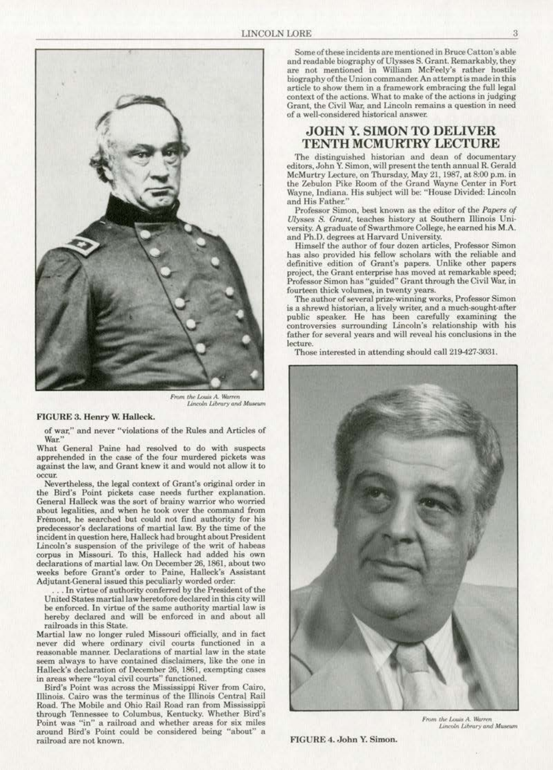From the Louis A. Warren Lincoln Library and Museum

**FIGURE 3. Henry W. Halleck.**

of war," and never "violations of the Rules and Articles of War."

What General Paine had resolved to do with suspects apprehended in the case of the four murdered pickets was against the law, and Grant knew it and would not allow it to occur.

Nevertheless, the legal context of Grant's original order in the Bird's Point pickets case needs further explanation. General Halleck was the sort of brainy warrior who worried about legalities, and when he took over the command from Frémont, he searched but could not find authority for his predecessor's declarations of martial law. By the time of the incident in question here, Halleck had brought about President Lincoln's suspension of the privilege of the writ of habeas corpus in Missouri. To this, Halleck had added his own declarations of martial law. On December 26, 1861, about two weeks before Grant's order to Paine, Halleck's Assistant Adjutant-General issued this peculiarly worded order:

> . . . In virtue of authority conferred by the President of the United States martial law heretofore declared in this city will be enforced. In virtue of the same authority martial law is hereby declared and will be enforced in and about all railroads in this State.

Martial law no longer ruled Missouri officially, and in fact never did where ordinary civil courts functioned in a reasonable manner. Declarations of martial law in the state seem always to have contained disclaimers, like the one in Halleck's declaration of December 26, 1861, exempting cases in areas where "loyal civil courts" functioned.

Bird's Point was across the Mississippi River from Cairo, Illinois. Cairo was the terminus of the Illinois Central Rail Road. The Mobile and Ohio Rail Road ran from Mississippi through Tennessee to Columbus, Kentucky. Whether Bird's Point was "in" a railroad and whether areas for six miles around Bird's Point could be considered being "about" a railroad are not known.

Some of these incidents are mentioned in Bruce Catton's able and readable biography of Ulysses S. Grant. Remarkably, they are not mentioned in William McFeely's rather hostile biography of the Union commander. An attempt is made in this article to show them in a framework embracing the full legal context of the actions. What to make of the actions in judging Grant, the Civil War, and Lincoln remains a question in need of a well-considered historical answer.

## JOHN Y. SIMON TO DELIVER TENTH MCMURTRY LECTURE

The distinguished historian and dean of documentary editors, John Y. Simon, will present the tenth annual R. Gerald McMurtry Lecture, on Thursday, May 21, 1987, at 8:00 p.m. in the Zebulon Pike Room of the Grand Wayne Center in Fort Wayne, Indiana. His subject will be: "House Divided: Lincoln and His Father."

Professor Simon, best known as the editor of the *Papers of Ulysses S. Grant*, teaches history at Southern Illinois University. A graduate of Swarthmore College, he earned his M.A. and Ph.D. degrees at Harvard University.

Himself the author of four dozen articles, Professor Simon has also provided his fellow scholars with the reliable and definitive edition of Grant's papers. Unlike other papers project, the Grant enterprise has moved at remarkable speed; Professor Simon has "guided" Grant through the Civil War, in fourteen thick volumes, in twenty years.

The author of several prize-winning works, Professor Simon is a shrewd historian, a lively writer, and a much-sought-after public speaker. He has been carefully examining the controversies surrounding Lincoln's relationship with his father for several years and will reveal his conclusions in the lecture.

Those interested in attending should call 219-427-3031.

From the Louis A. Warren Lincoln Library and Museum

**FIGURE 4. John Y. Simon.**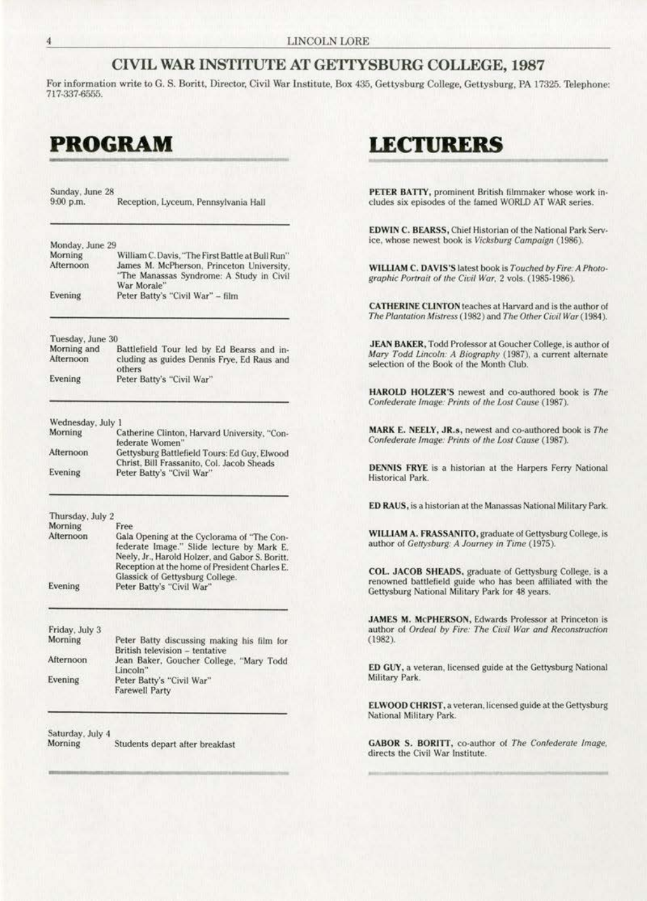# CIVIL WAR INSTITUTE AT GETTYSBURG COLLEGE, 1987

For information write to G. S. Boritt, Director, Civil War Institute, Box 435, Gettysburg College, Gettysburg, PA 17325. Telephone: 717-337-6555.

## PROGRAM

**Sunday, June 28**

9:00 p.m. — Reception, Lyceum, Pennsylvania Hall

**Monday, June 29**

Morning — William C. Davis, "The First Battle at Bull Run"

Afternoon — James M. McPherson, Princeton University, "The Manassas Syndrome: A Study in Civil War Morale"

Evening — Peter Batty's "Civil War" – film

**Tuesday, June 30**

Morning and Afternoon — Battlefield Tour led by Ed Bearss and including as guides Dennis Frye, Ed Raus and others

Evening — Peter Batty's "Civil War"

**Wednesday, July 1**

Morning — Catherine Clinton, Harvard University, "Confederate Women"

Afternoon — Gettysburg Battlefield Tours: Ed Guy, Elwood Christ, Bill Frassanito, Col. Jacob Sheads

Evening — Peter Batty's "Civil War"

**Thursday, July 2**

Morning — Free

Afternoon — Gala Opening at the Cyclorama of "The Confederate Image." Slide lecture by Mark E. Neely, Jr., Harold Holzer, and Gabor S. Boritt. Reception at the home of President Charles E. Glassick of Gettysburg College.

Evening — Peter Batty's "Civil War"

**Friday, July 3**

Morning — Peter Batty discussing making his film for British television – tentative

Afternoon — Jean Baker, Goucher College, "Mary Todd Lincoln"

Evening — Peter Batty's "Civil War"
Farewell Party

**Saturday, July 4**

Morning — Students depart after breakfast

## LECTURERS

**PETER BATTY,** prominent British filmmaker whose work includes six episodes of the famed WORLD AT WAR series.

**EDWIN C. BEARSS,** Chief Historian of the National Park Service, whose newest book is *Vicksburg Campaign* (1986).

**WILLIAM C. DAVIS'S** latest book is *Touched by Fire: A Photographic Portrait of the Civil War,* 2 vols. (1985-1986).

**CATHERINE CLINTON** teaches at Harvard and is the author of *The Plantation Mistress* (1982) and *The Other Civil War* (1984).

**JEAN BAKER,** Todd Professor at Goucher College, is author of *Mary Todd Lincoln: A Biography* (1987), a current alternate selection of the Book of the Month Club.

**HAROLD HOLZER'S** newest and co-authored book is *The Confederate Image: Prints of the Lost Cause* (1987).

**MARK E. NEELY, JR.s,** newest and co-authored book is *The Confederate Image: Prints of the Lost Cause* (1987).

**DENNIS FRYE** is a historian at the Harpers Ferry National Historical Park.

**ED RAUS,** is a historian at the Manassas National Military Park.

**WILLIAM A. FRASSANITO,** graduate of Gettysburg College, is author of *Gettysburg: A Journey in Time* (1975).

**COL. JACOB SHEADS,** graduate of Gettysburg College, is a renowned battlefield guide who has been affiliated with the Gettysburg National Military Park for 48 years.

**JAMES M. McPHERSON,** Edwards Professor at Princeton is author of *Ordeal by Fire: The Civil War and Reconstruction* (1982).

**ED GUY,** a veteran, licensed guide at the Gettysburg National Military Park.

**ELWOOD CHRIST,** a veteran, licensed guide at the Gettysburg National Military Park.

**GABOR S. BORITT,** co-author of *The Confederate Image,* directs the Civil War Institute.